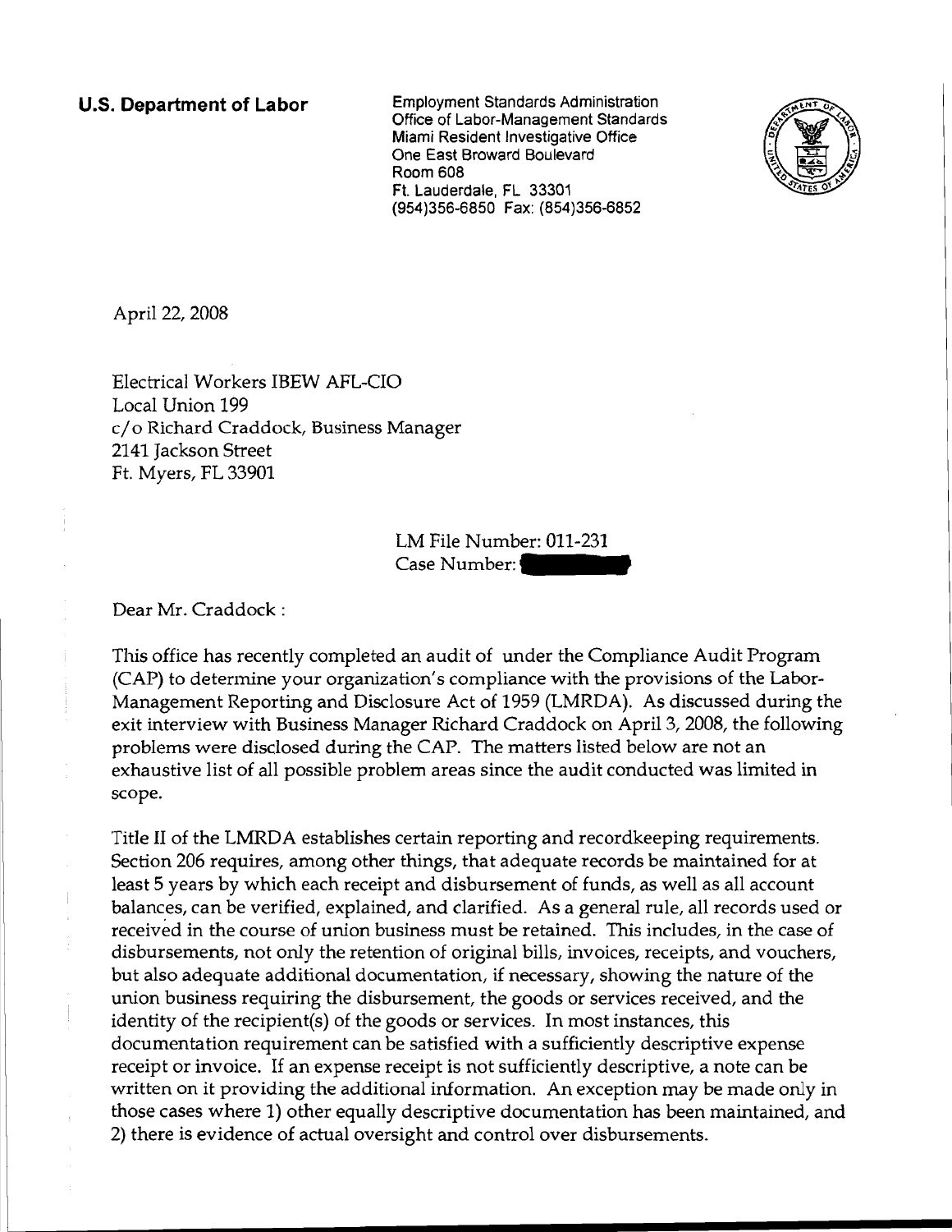**U.S. Department of Labor**

Employment Standards Administration
Office of Labor-Management Standards
Miami Resident Investigative Office
One East Broward Boulevard
Room 608
Ft. Lauderdale, FL 33301
(954)356-6850 Fax: (854)356-6852

April 22, 2008

Electrical Workers IBEW AFL-CIO
Local Union 199
c/o Richard Craddock, Business Manager
2141 Jackson Street
Ft. Myers, FL 33901

LM File Number: 011-231
Case Number:

Dear Mr. Craddock :

This office has recently completed an audit of under the Compliance Audit Program (CAP) to determine your organization's compliance with the provisions of the Labor-Management Reporting and Disclosure Act of 1959 (LMRDA). As discussed during the exit interview with Business Manager Richard Craddock on April 3, 2008, the following problems were disclosed during the CAP. The matters listed below are not an exhaustive list of all possible problem areas since the audit conducted was limited in scope.

Title II of the LMRDA establishes certain reporting and recordkeeping requirements. Section 206 requires, among other things, that adequate records be maintained for at least 5 years by which each receipt and disbursement of funds, as well as all account balances, can be verified, explained, and clarified. As a general rule, all records used or received in the course of union business must be retained. This includes, in the case of disbursements, not only the retention of original bills, invoices, receipts, and vouchers, but also adequate additional documentation, if necessary, showing the nature of the union business requiring the disbursement, the goods or services received, and the identity of the recipient(s) of the goods or services. In most instances, this documentation requirement can be satisfied with a sufficiently descriptive expense receipt or invoice. If an expense receipt is not sufficiently descriptive, a note can be written on it providing the additional information. An exception may be made only in those cases where 1) other equally descriptive documentation has been maintained, and 2) there is evidence of actual oversight and control over disbursements.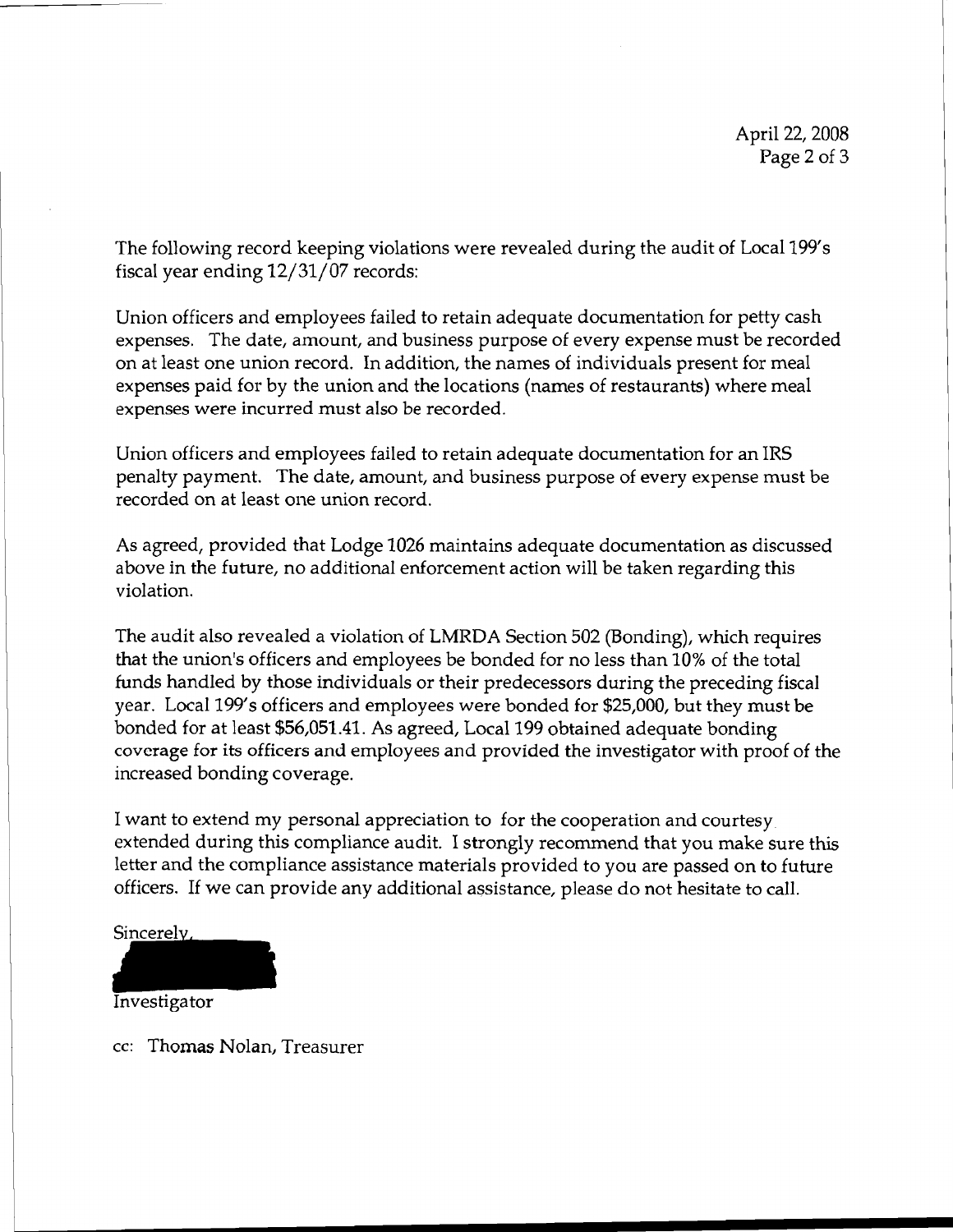The following record keeping violations were revealed during the audit of Local 199's fiscal year ending 12/31/07 records:

Union officers and employees failed to retain adequate documentation for petty cash expenses. The date, amount, and business purpose of every expense must be recorded on at least one union record. In addition, the names of individuals present for meal expenses paid for by the union and the locations (names of restaurants) where meal expenses were incurred must also be recorded.

Union officers and employees failed to retain adequate documentation for an IRS penalty payment. The date, amount, and business purpose of every expense must be recorded on at least one union record.

As agreed, provided that Lodge 1026 maintains adequate documentation as discussed above in the future, no additional enforcement action will be taken regarding this violation.

The audit also revealed a violation of LMRDA Section 502 (Bonding), which requires that the union's officers and employees be bonded for no less than 10% of the total funds handled by those individuals or their predecessors during the preceding fiscal year. Local 199's officers and employees were bonded for $25,000, but they must be bonded for at least $56,051.41. As agreed, Local 199 obtained adequate bonding coverage for its officers and employees and provided the investigator with proof of the increased bonding coverage.

I want to extend my personal appreciation to for the cooperation and courtesy extended during this compliance audit. I strongly recommend that you make sure this letter and the compliance assistance materials provided to you are passed on to future officers. If we can provide any additional assistance, please do not hesitate to call.

Sincerely,

Investigator

cc: Thomas Nolan, Treasurer